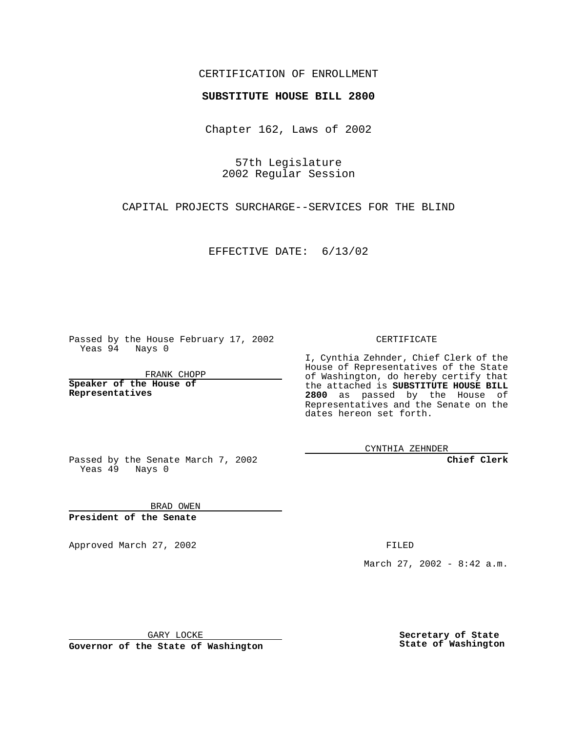CERTIFICATION OF ENROLLMENT

**SUBSTITUTE HOUSE BILL 2800**

Chapter 162, Laws of 2002

57th Legislature
2002 Regular Session

CAPITAL PROJECTS SURCHARGE--SERVICES FOR THE BLIND

EFFECTIVE DATE: 6/13/02

Passed by the House February 17, 2002
Yeas 94 Nays 0

FRANK CHOPP

**Speaker of the House of Representatives**

Passed by the Senate March 7, 2002
Yeas 49 Nays 0

BRAD OWEN

**President of the Senate**

Approved March 27, 2002

GARY LOCKE

**Governor of the State of Washington**

CERTIFICATE

I, Cynthia Zehnder, Chief Clerk of the House of Representatives of the State of Washington, do hereby certify that the attached is **SUBSTITUTE HOUSE BILL 2800** as passed by the House of Representatives and the Senate on the dates hereon set forth.

CYNTHIA ZEHNDER

**Chief Clerk**

FILED

March 27, 2002 - 8:42 a.m.

**Secretary of State**
**State of Washington**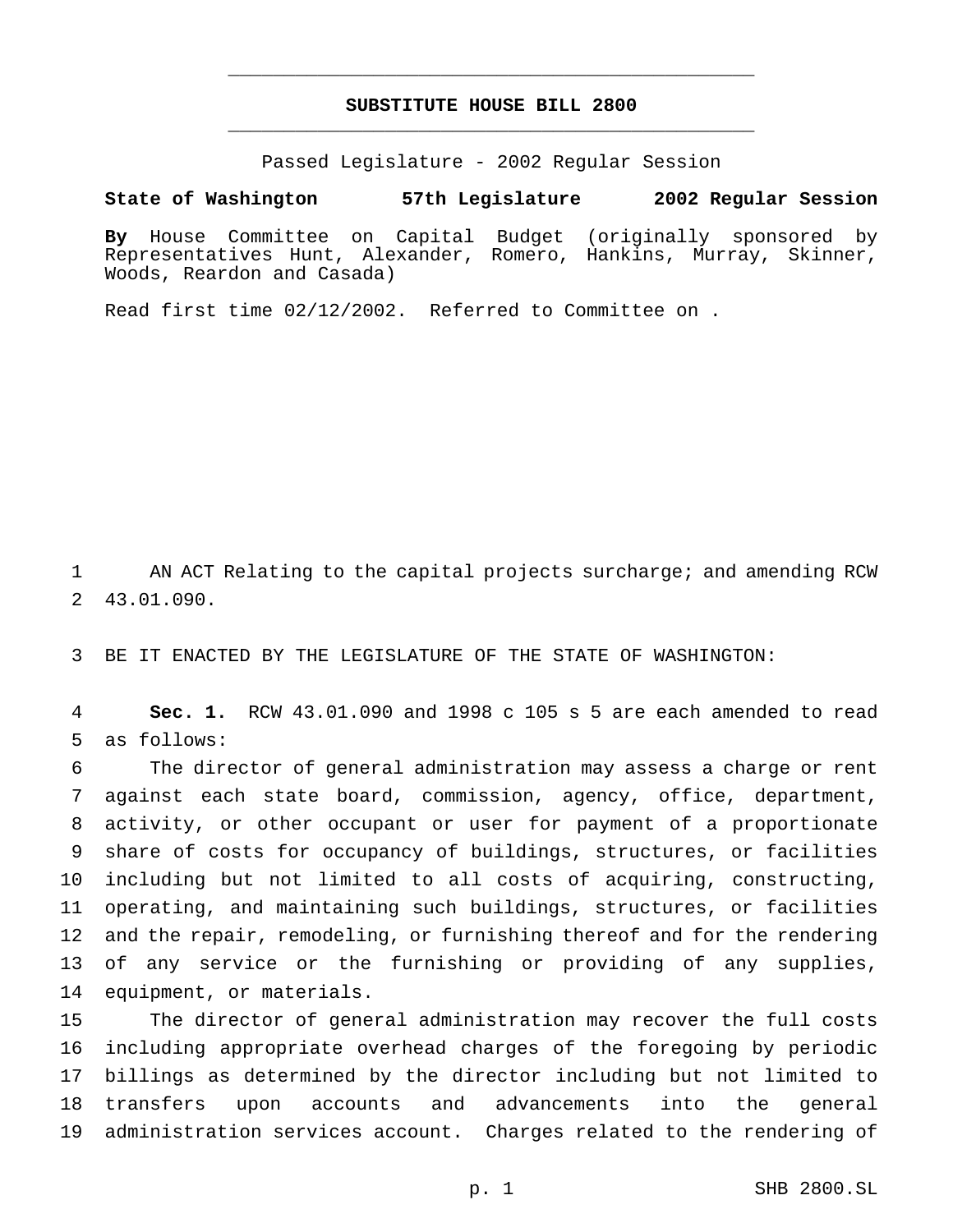**SUBSTITUTE HOUSE BILL 2800**

Passed Legislature - 2002 Regular Session

**State of Washington 57th Legislature 2002 Regular Session**

**By** House Committee on Capital Budget (originally sponsored by Representatives Hunt, Alexander, Romero, Hankins, Murray, Skinner, Woods, Reardon and Casada)

Read first time 02/12/2002. Referred to Committee on .

1 AN ACT Relating to the capital projects surcharge; and amending RCW
2 43.01.090.

3 BE IT ENACTED BY THE LEGISLATURE OF THE STATE OF WASHINGTON:

4 **Sec. 1.** RCW 43.01.090 and 1998 c 105 s 5 are each amended to read
5 as follows:

6 The director of general administration may assess a charge or rent
7 against each state board, commission, agency, office, department,
8 activity, or other occupant or user for payment of a proportionate
9 share of costs for occupancy of buildings, structures, or facilities
10 including but not limited to all costs of acquiring, constructing,
11 operating, and maintaining such buildings, structures, or facilities
12 and the repair, remodeling, or furnishing thereof and for the rendering
13 of any service or the furnishing or providing of any supplies,
14 equipment, or materials.

15 The director of general administration may recover the full costs
16 including appropriate overhead charges of the foregoing by periodic
17 billings as determined by the director including but not limited to
18 transfers upon accounts and advancements into the general
19 administration services account. Charges related to the rendering of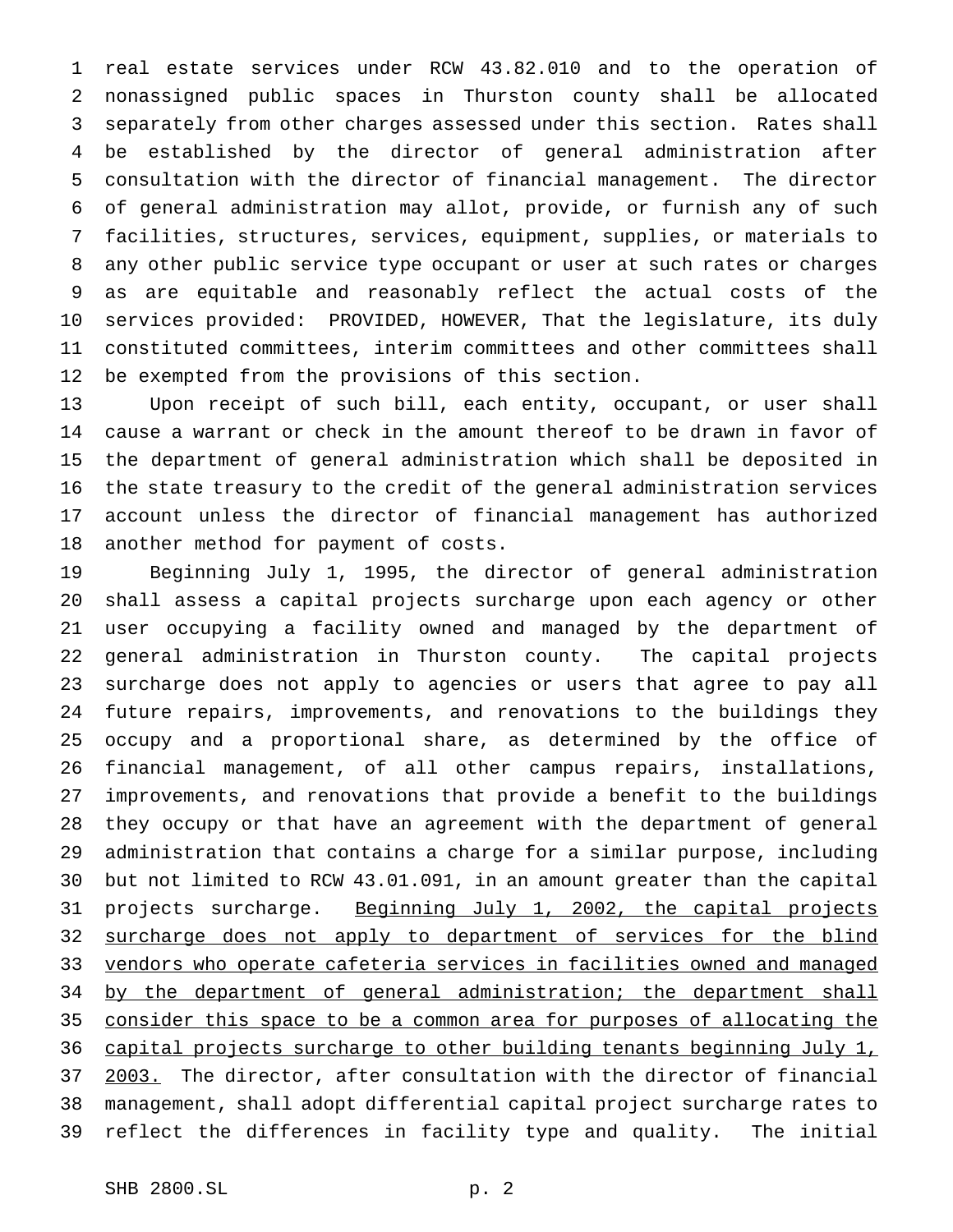real estate services under RCW 43.82.010 and to the operation of nonassigned public spaces in Thurston county shall be allocated separately from other charges assessed under this section. Rates shall be established by the director of general administration after consultation with the director of financial management. The director of general administration may allot, provide, or furnish any of such facilities, structures, services, equipment, supplies, or materials to any other public service type occupant or user at such rates or charges as are equitable and reasonably reflect the actual costs of the services provided: PROVIDED, HOWEVER, That the legislature, its duly constituted committees, interim committees and other committees shall be exempted from the provisions of this section.

Upon receipt of such bill, each entity, occupant, or user shall cause a warrant or check in the amount thereof to be drawn in favor of the department of general administration which shall be deposited in the state treasury to the credit of the general administration services account unless the director of financial management has authorized another method for payment of costs.

Beginning July 1, 1995, the director of general administration shall assess a capital projects surcharge upon each agency or other user occupying a facility owned and managed by the department of general administration in Thurston county. The capital projects surcharge does not apply to agencies or users that agree to pay all future repairs, improvements, and renovations to the buildings they occupy and a proportional share, as determined by the office of financial management, of all other campus repairs, installations, improvements, and renovations that provide a benefit to the buildings they occupy or that have an agreement with the department of general administration that contains a charge for a similar purpose, including but not limited to RCW 43.01.091, in an amount greater than the capital projects surcharge. <u>Beginning July 1, 2002, the capital projects surcharge does not apply to department of services for the blind vendors who operate cafeteria services in facilities owned and managed by the department of general administration; the department shall consider this space to be a common area for purposes of allocating the capital projects surcharge to other building tenants beginning July 1, 2003.</u> The director, after consultation with the director of financial management, shall adopt differential capital project surcharge rates to reflect the differences in facility type and quality. The initial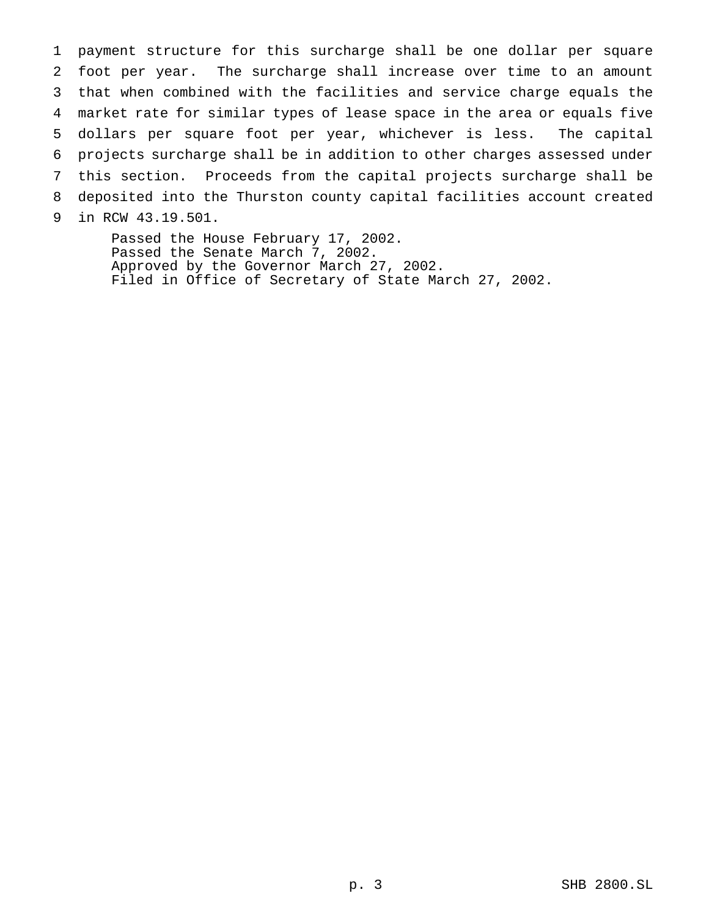payment structure for this surcharge shall be one dollar per square foot per year. The surcharge shall increase over time to an amount that when combined with the facilities and service charge equals the market rate for similar types of lease space in the area or equals five dollars per square foot per year, whichever is less. The capital projects surcharge shall be in addition to other charges assessed under this section. Proceeds from the capital projects surcharge shall be deposited into the Thurston county capital facilities account created in RCW 43.19.501.

Passed the House February 17, 2002.
Passed the Senate March 7, 2002.
Approved by the Governor March 27, 2002.
Filed in Office of Secretary of State March 27, 2002.